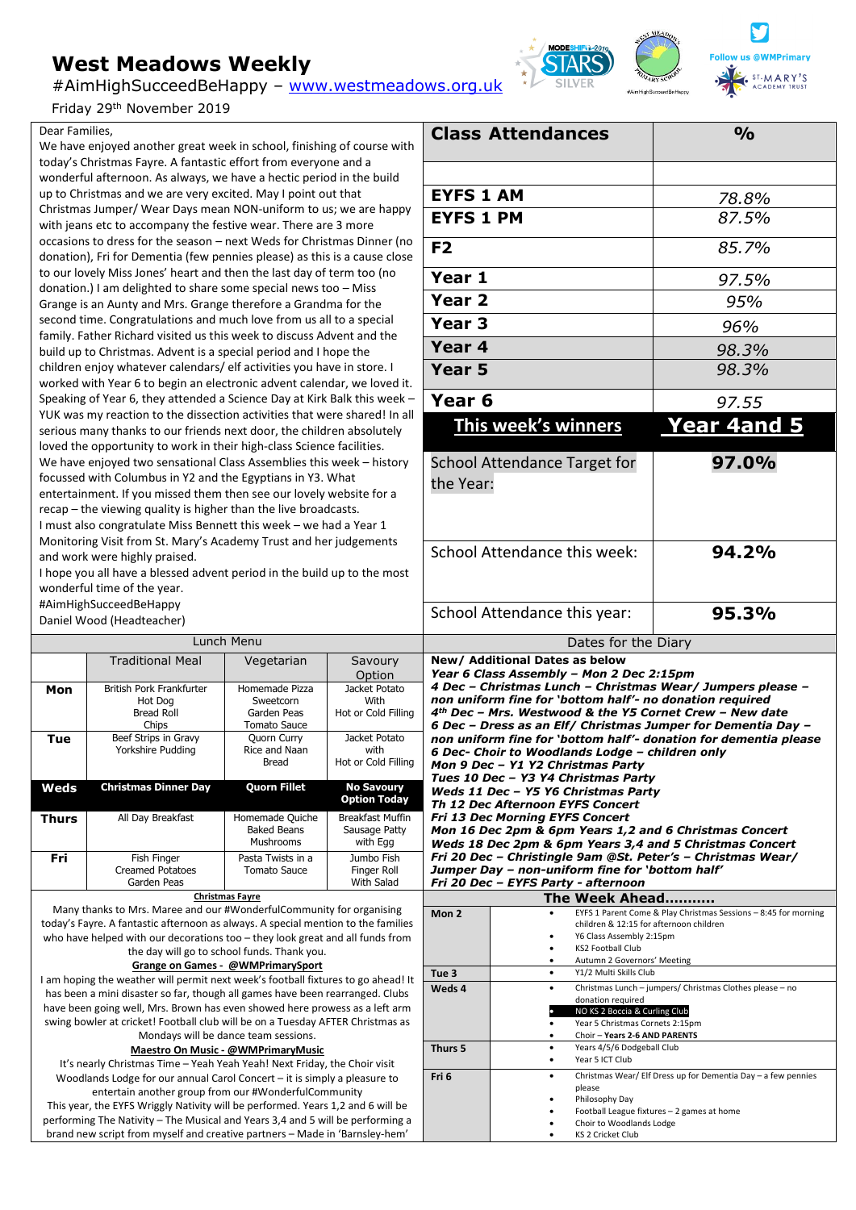# West Meadows Weekly

#AimHighSucceedBeHappy – www.westmeadows.org.uk

Friday 29th November 2019

Follow us @WMPrimary

Dear Families,

We have enjoyed another great week in school, finishing of course with today's Christmas Fayre. A fantastic effort from everyone and a wonderful afternoon. As always, we have a hectic period in the build up to Christmas and we are very excited. May I point out that Christmas Jumper/ Wear Days mean NON-uniform to us; we are happy with jeans etc to accompany the festive wear. There are 3 more occasions to dress for the season – next Weds for Christmas Dinner (no donation), Fri for Dementia (few pennies please) as this is a cause close to our lovely Miss Jones' heart and then the last day of term too (no donation.) I am delighted to share some special news too – Miss Grange is an Aunty and Mrs. Grange therefore a Grandma for the second time. Congratulations and much love from us all to a special family. Father Richard visited us this week to discuss Advent and the build up to Christmas. Advent is a special period and I hope the children enjoy whatever calendars/ elf activities you have in store. I worked with Year 6 to begin an electronic advent calendar, we loved it. Speaking of Year 6, they attended a Science Day at Kirk Balk this week – YUK was my reaction to the dissection activities that were shared! In all serious many thanks to our friends next door, the children absolutely loved the opportunity to work in their high-class Science facilities.

We have enjoyed two sensational Class Assemblies this week – history focussed with Columbus in Y2 and the Egyptians in Y3. What entertainment. If you missed them then see our lovely website for a recap – the viewing quality is higher than the live broadcasts.

I must also congratulate Miss Bennett this week – we had a Year 1 Monitoring Visit from St. Mary's Academy Trust and her judgements and work were highly praised.

I hope you all have a blessed advent period in the build up to the most wonderful time of the year.

#AimHighSucceedBeHappy

Daniel Wood (Headteacher)

| Class Attendances | % |
|---|---|
| | |
| EYFS 1 AM | 78.8% |
| EYFS 1 PM | 87.5% |
| F2 | 85.7% |
| Year 1 | 97.5% |
| Year 2 | 95% |
| Year 3 | 96% |
| Year 4 | 98.3% |
| Year 5 | 98.3% |
| Year 6 | 97.55 |
| **This week's winners** | **Year 4and 5** |
| School Attendance Target for the Year: | **97.0%** |
| School Attendance this week: | **94.2%** |
| School Attendance this year: | **95.3%** |

## Lunch Menu

| | Traditional Meal | Vegetarian | Savoury Option |
|---|---|---|---|
| **Mon** | British Pork Frankfurter Hot Dog Bread Roll Chips | Homemade Pizza Sweetcorn Garden Peas Tomato Sauce | Jacket Potato With Hot or Cold Filling |
| **Tue** | Beef Strips in Gravy Yorkshire Pudding | Quorn Curry Rice and Naan Bread | Jacket Potato with Hot or Cold Filling |
| **Weds** | **Christmas Dinner Day** | **Quorn Fillet** | **No Savoury Option Today** |
| **Thurs** | All Day Breakfast | Homemade Quiche Baked Beans Mushrooms | Breakfast Muffin Sausage Patty with Egg |
| **Fri** | Fish Finger Creamed Potatoes Garden Peas | Pasta Twists in a Tomato Sauce | Jumbo Fish Finger Roll With Salad |

**Christmas Fayre**

Many thanks to Mrs. Maree and our #WonderfulCommunity for organising today's Fayre. A fantastic afternoon as always. A special mention to the families who have helped with our decorations too – they look great and all funds from the day will go to school funds. Thank you.

**Grange on Games - @WMPrimarySport**

I am hoping the weather will permit next week's football fixtures to go ahead! It has been a mini disaster so far, though all games have been rearranged. Clubs have been going well, Mrs. Brown has even showed here prowess as a left arm swing bowler at cricket! Football club will be on a Tuesday AFTER Christmas as Mondays will be dance team sessions.

**Maestro On Music - @WMPrimaryMusic**

It's nearly Christmas Time – Yeah Yeah Yeah! Next Friday, the Choir visit Woodlands Lodge for our annual Carol Concert – it is simply a pleasure to entertain another group from our #WonderfulCommunity

This year, the EYFS Wriggly Nativity will be performed. Years 1,2 and 6 will be performing The Nativity – The Musical and Years 3,4 and 5 will be performing a brand new script from myself and creative partners – Made in 'Barnsley-hem'

## Dates for the Diary

**New/ Additional Dates as below**

***Year 6 Class Assembly – Mon 2 Dec 2:15pm***

***4 Dec – Christmas Lunch – Christmas Wear/ Jumpers please – non uniform fine for 'bottom half'- no donation required***

***4th Dec – Mrs. Westwood & the Y5 Cornet Crew – New date***

***6 Dec – Dress as an Elf/ Christmas Jumper for Dementia Day – non uniform fine for 'bottom half'- donation for dementia please***

***6 Dec- Choir to Woodlands Lodge – children only***

***Mon 9 Dec – Y1 Y2 Christmas Party***

***Tues 10 Dec – Y3 Y4 Christmas Party***

***Weds 11 Dec – Y5 Y6 Christmas Party***

***Th 12 Dec Afternoon EYFS Concert***

***Fri 13 Dec Morning EYFS Concert***

***Mon 16 Dec 2pm & 6pm Years 1,2 and 6 Christmas Concert***

***Weds 18 Dec 2pm & 6pm Years 3,4 and 5 Christmas Concert***

***Fri 20 Dec – Christingle 9am @St. Peter's – Christmas Wear/ Jumper Day – non-uniform fine for 'bottom half'***

***Fri 20 Dec – EYFS Party - afternoon***

## The Week Ahead………..

| | |
|---|---|
| Mon 2 | • EYFS 1 Parent Come & Play Christmas Sessions – 8:45 for morning children & 12:15 for afternoon children<br>• Y6 Class Assembly 2:15pm<br>• KS2 Football Club<br>• Autumn 2 Governors' Meeting |
| Tue 3 | • Y1/2 Multi Skills Club |
| Weds 4 | • Christmas Lunch – jumpers/ Christmas Clothes please – no donation required<br>• NO KS 2 Boccia & Curling Club<br>• Year 5 Christmas Cornets 2:15pm<br>• Choir – Years 2-6 AND PARENTS |
| Thurs 5 | • Years 4/5/6 Dodgeball Club<br>• Year 5 ICT Club |
| Fri 6 | • Christmas Wear/ Elf Dress up for Dementia Day – a few pennies please<br>• Philosophy Day<br>• Football League fixtures – 2 games at home<br>• Choir to Woodlands Lodge<br>• KS 2 Cricket Club |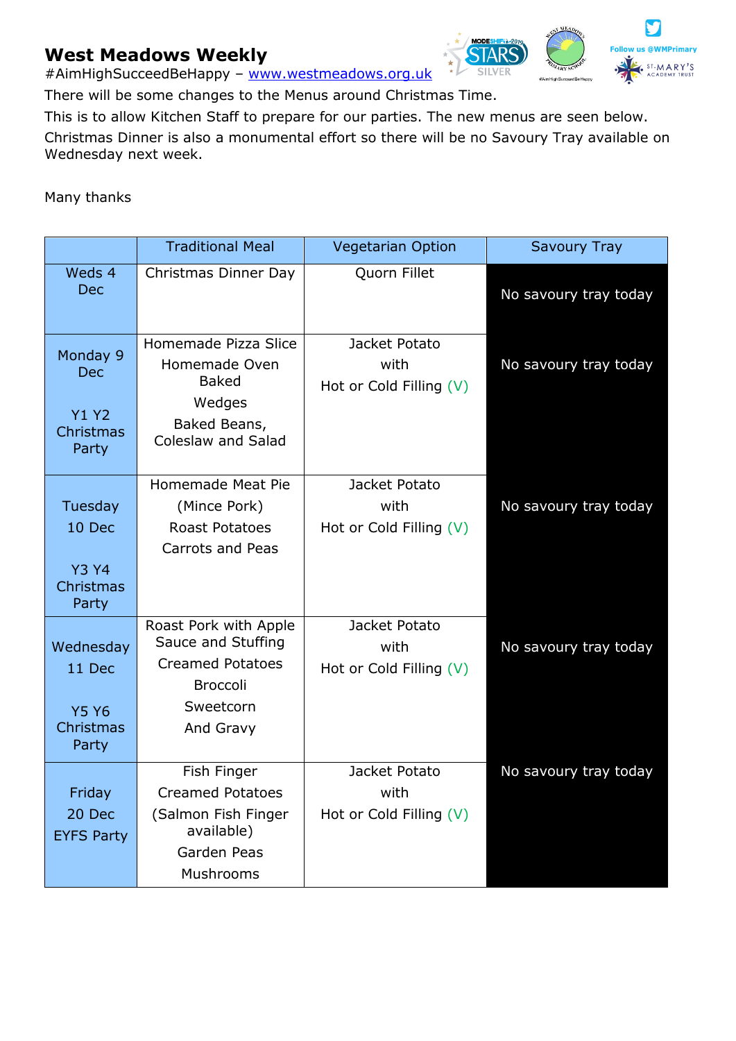# West Meadows Weekly

#AimHighSucceedBeHappy – www.westmeadows.org.uk

Follow us @WMPrimary

There will be some changes to the Menus around Christmas Time.

This is to allow Kitchen Staff to prepare for our parties. The new menus are seen below.

Christmas Dinner is also a monumental effort so there will be no Savoury Tray available on Wednesday next week.

Many thanks

| | Traditional Meal | Vegetarian Option | Savoury Tray |
|---|---|---|---|
| Weds 4 Dec | Christmas Dinner Day | Quorn Fillet | No savoury tray today |
| Monday 9 Dec<br><br>Y1 Y2 Christmas Party | Homemade Pizza Slice<br>Homemade Oven Baked Wedges<br>Baked Beans, Coleslaw and Salad | Jacket Potato with Hot or Cold Filling (V) | No savoury tray today |
| Tuesday 10 Dec<br><br>Y3 Y4 Christmas Party | Homemade Meat Pie (Mince Pork)<br>Roast Potatoes<br>Carrots and Peas | Jacket Potato with Hot or Cold Filling (V) | No savoury tray today |
| Wednesday 11 Dec<br><br>Y5 Y6 Christmas Party | Roast Pork with Apple Sauce and Stuffing<br>Creamed Potatoes<br>Broccoli<br>Sweetcorn<br>And Gravy | Jacket Potato with Hot or Cold Filling (V) | No savoury tray today |
| Friday 20 Dec<br>EYFS Party | Fish Finger<br>Creamed Potatoes<br>(Salmon Fish Finger available)<br>Garden Peas<br>Mushrooms | Jacket Potato with Hot or Cold Filling (V) | No savoury tray today |